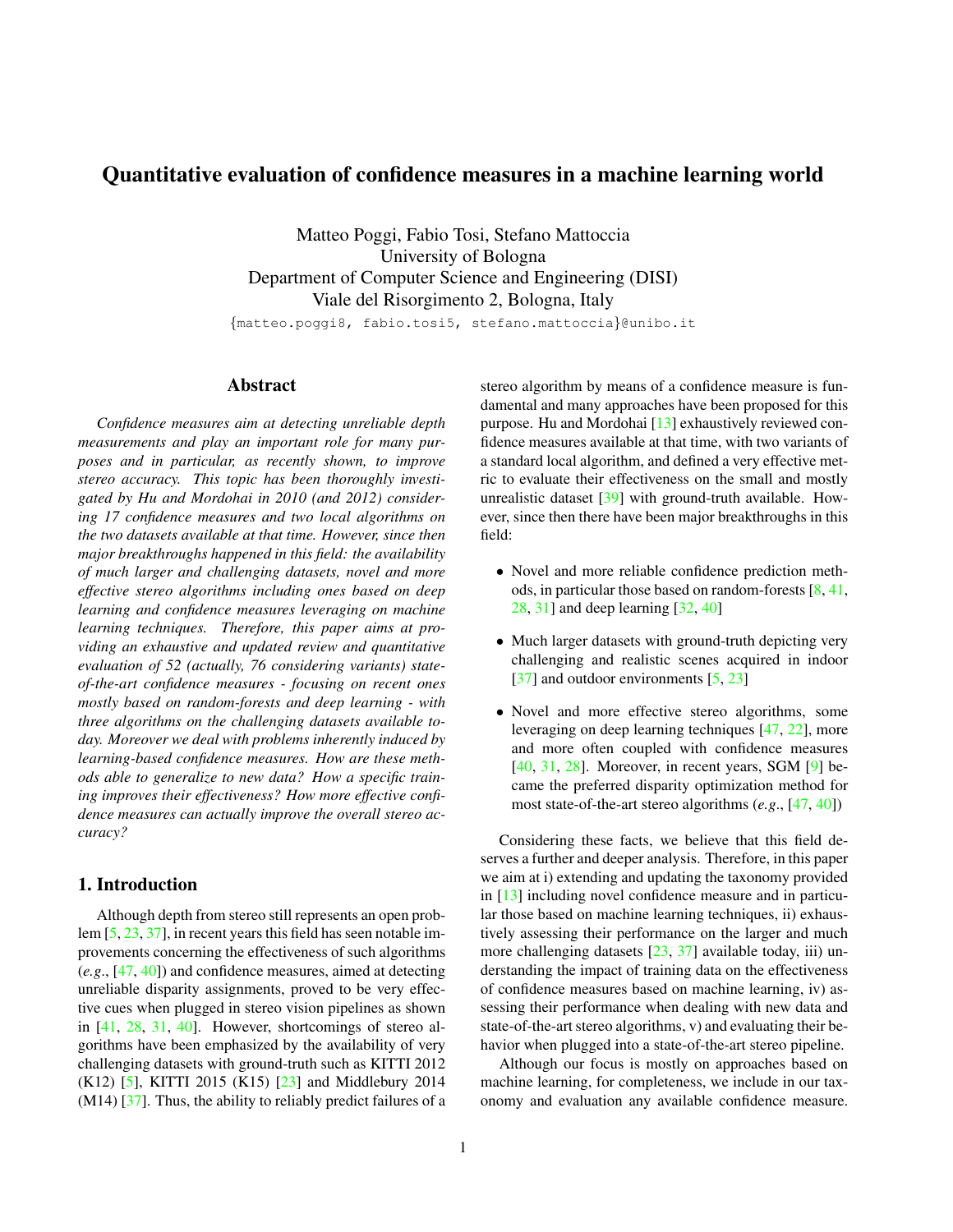# Quantitative evaluation of confidence measures in a machine learning world

Matteo Poggi, Fabio Tosi, Stefano Mattoccia
University of Bologna
Department of Computer Science and Engineering (DISI)
Viale del Risorgimento 2, Bologna, Italy
{matteo.poggi8, fabio.tosi5, stefano.mattoccia}@unibo.it

## Abstract

*Confidence measures aim at detecting unreliable depth measurements and play an important role for many purposes and in particular, as recently shown, to improve stereo accuracy. This topic has been thoroughly investigated by Hu and Mordohai in 2010 (and 2012) considering 17 confidence measures and two local algorithms on the two datasets available at that time. However, since then major breakthroughs happened in this field: the availability of much larger and challenging datasets, novel and more effective stereo algorithms including ones based on deep learning and confidence measures leveraging on machine learning techniques. Therefore, this paper aims at providing an exhaustive and updated review and quantitative evaluation of 52 (actually, 76 considering variants) state-of-the-art confidence measures - focusing on recent ones mostly based on random-forests and deep learning - with three algorithms on the challenging datasets available today. Moreover we deal with problems inherently induced by learning-based confidence measures. How are these methods able to generalize to new data? How a specific training improves their effectiveness? How more effective confidence measures can actually improve the overall stereo accuracy?*

## 1. Introduction

Although depth from stereo still represents an open problem [5, 23, 37], in recent years this field has seen notable improvements concerning the effectiveness of such algorithms (*e.g.*, [47, 40]) and confidence measures, aimed at detecting unreliable disparity assignments, proved to be very effective cues when plugged in stereo vision pipelines as shown in [41, 28, 31, 40]. However, shortcomings of stereo algorithms have been emphasized by the availability of very challenging datasets with ground-truth such as KITTI 2012 (K12) [5], KITTI 2015 (K15) [23] and Middlebury 2014 (M14) [37]. Thus, the ability to reliably predict failures of a stereo algorithm by means of a confidence measure is fundamental and many approaches have been proposed for this purpose. Hu and Mordohai [13] exhaustively reviewed confidence measures available at that time, with two variants of a standard local algorithm, and defined a very effective metric to evaluate their effectiveness on the small and mostly unrealistic dataset [39] with ground-truth available. However, since then there have been major breakthroughs in this field:

- Novel and more reliable confidence prediction methods, in particular those based on random-forests [8, 41, 28, 31] and deep learning [32, 40]
- Much larger datasets with ground-truth depicting very challenging and realistic scenes acquired in indoor [37] and outdoor environments [5, 23]
- Novel and more effective stereo algorithms, some leveraging on deep learning techniques [47, 22], more and more often coupled with confidence measures [40, 31, 28]. Moreover, in recent years, SGM [9] became the preferred disparity optimization method for most state-of-the-art stereo algorithms (*e.g.*, [47, 40])

Considering these facts, we believe that this field deserves a further and deeper analysis. Therefore, in this paper we aim at i) extending and updating the taxonomy provided in [13] including novel confidence measure and in particular those based on machine learning techniques, ii) exhaustively assessing their performance on the larger and much more challenging datasets [23, 37] available today, iii) understanding the impact of training data on the effectiveness of confidence measures based on machine learning, iv) assessing their performance when dealing with new data and state-of-the-art stereo algorithms, v) and evaluating their behavior when plugged into a state-of-the-art stereo pipeline.

Although our focus is mostly on approaches based on machine learning, for completeness, we include in our taxonomy and evaluation any available confidence measure.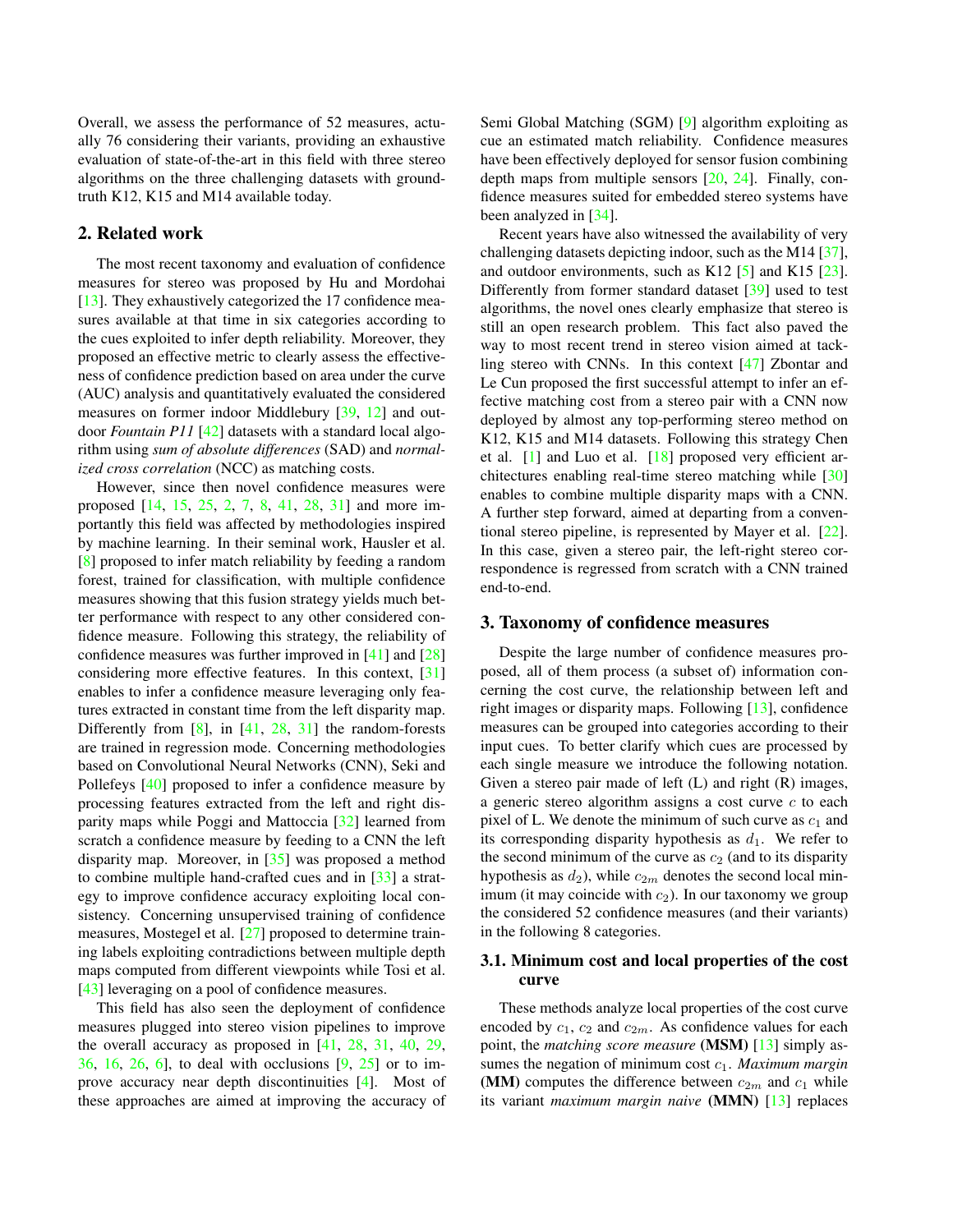Overall, we assess the performance of 52 measures, actually 76 considering their variants, providing an exhaustive evaluation of state-of-the-art in this field with three stereo algorithms on the three challenging datasets with ground-truth K12, K15 and M14 available today.

## 2. Related work

The most recent taxonomy and evaluation of confidence measures for stereo was proposed by Hu and Mordohai [13]. They exhaustively categorized the 17 confidence measures available at that time in six categories according to the cues exploited to infer depth reliability. Moreover, they proposed an effective metric to clearly assess the effectiveness of confidence prediction based on area under the curve (AUC) analysis and quantitatively evaluated the considered measures on former indoor Middlebury [39, 12] and outdoor *Fountain P11* [42] datasets with a standard local algorithm using *sum of absolute differences* (SAD) and *normalized cross correlation* (NCC) as matching costs.

However, since then novel confidence measures were proposed [14, 15, 25, 2, 7, 8, 41, 28, 31] and more importantly this field was affected by methodologies inspired by machine learning. In their seminal work, Hausler et al. [8] proposed to infer match reliability by feeding a random forest, trained for classification, with multiple confidence measures showing that this fusion strategy yields much better performance with respect to any other considered confidence measure. Following this strategy, the reliability of confidence measures was further improved in [41] and [28] considering more effective features. In this context, [31] enables to infer a confidence measure leveraging only features extracted in constant time from the left disparity map. Differently from [8], in [41, 28, 31] the random-forests are trained in regression mode. Concerning methodologies based on Convolutional Neural Networks (CNN), Seki and Pollefeys [40] proposed to infer a confidence measure by processing features extracted from the left and right disparity maps while Poggi and Mattoccia [32] learned from scratch a confidence measure by feeding to a CNN the left disparity map. Moreover, in [35] was proposed a method to combine multiple hand-crafted cues and in [33] a strategy to improve confidence accuracy exploiting local consistency. Concerning unsupervised training of confidence measures, Mostegel et al. [27] proposed to determine training labels exploiting contradictions between multiple depth maps computed from different viewpoints while Tosi et al. [43] leveraging on a pool of confidence measures.

This field has also seen the deployment of confidence measures plugged into stereo vision pipelines to improve the overall accuracy as proposed in [41, 28, 31, 40, 29, 36, 16, 26, 6], to deal with occlusions [9, 25] or to improve accuracy near depth discontinuities [4]. Most of these approaches are aimed at improving the accuracy of Semi Global Matching (SGM) [9] algorithm exploiting as cue an estimated match reliability. Confidence measures have been effectively deployed for sensor fusion combining depth maps from multiple sensors [20, 24]. Finally, confidence measures suited for embedded stereo systems have been analyzed in [34].

Recent years have also witnessed the availability of very challenging datasets depicting indoor, such as the M14 [37], and outdoor environments, such as K12 [5] and K15 [23]. Differently from former standard dataset [39] used to test algorithms, the novel ones clearly emphasize that stereo is still an open research problem. This fact also paved the way to most recent trend in stereo vision aimed at tackling stereo with CNNs. In this context [47] Zbontar and Le Cun proposed the first successful attempt to infer an effective matching cost from a stereo pair with a CNN now deployed by almost any top-performing stereo method on K12, K15 and M14 datasets. Following this strategy Chen et al. [1] and Luo et al. [18] proposed very efficient architectures enabling real-time stereo matching while [30] enables to combine multiple disparity maps with a CNN. A further step forward, aimed at departing from a conventional stereo pipeline, is represented by Mayer et al. [22]. In this case, given a stereo pair, the left-right stereo correspondence is regressed from scratch with a CNN trained end-to-end.

## 3. Taxonomy of confidence measures

Despite the large number of confidence measures proposed, all of them process (a subset of) information concerning the cost curve, the relationship between left and right images or disparity maps. Following [13], confidence measures can be grouped into categories according to their input cues. To better clarify which cues are processed by each single measure we introduce the following notation. Given a stereo pair made of left (L) and right (R) images, a generic stereo algorithm assigns a cost curve $c$ to each pixel of L. We denote the minimum of such curve as $c_1$ and its corresponding disparity hypothesis as $d_1$. We refer to the second minimum of the curve as $c_2$ (and to its disparity hypothesis as $d_2$), while $c_{2m}$ denotes the second local minimum (it may coincide with $c_2$). In our taxonomy we group the considered 52 confidence measures (and their variants) in the following 8 categories.

### 3.1. Minimum cost and local properties of the cost curve

These methods analyze local properties of the cost curve encoded by $c_1$, $c_2$ and $c_{2m}$. As confidence values for each point, the *matching score measure* (**MSM**) [13] simply assumes the negation of minimum cost $c_1$. *Maximum margin* (**MM**) computes the difference between $c_{2m}$ and $c_1$ while its variant *maximum margin naive* (**MMN**) [13] replaces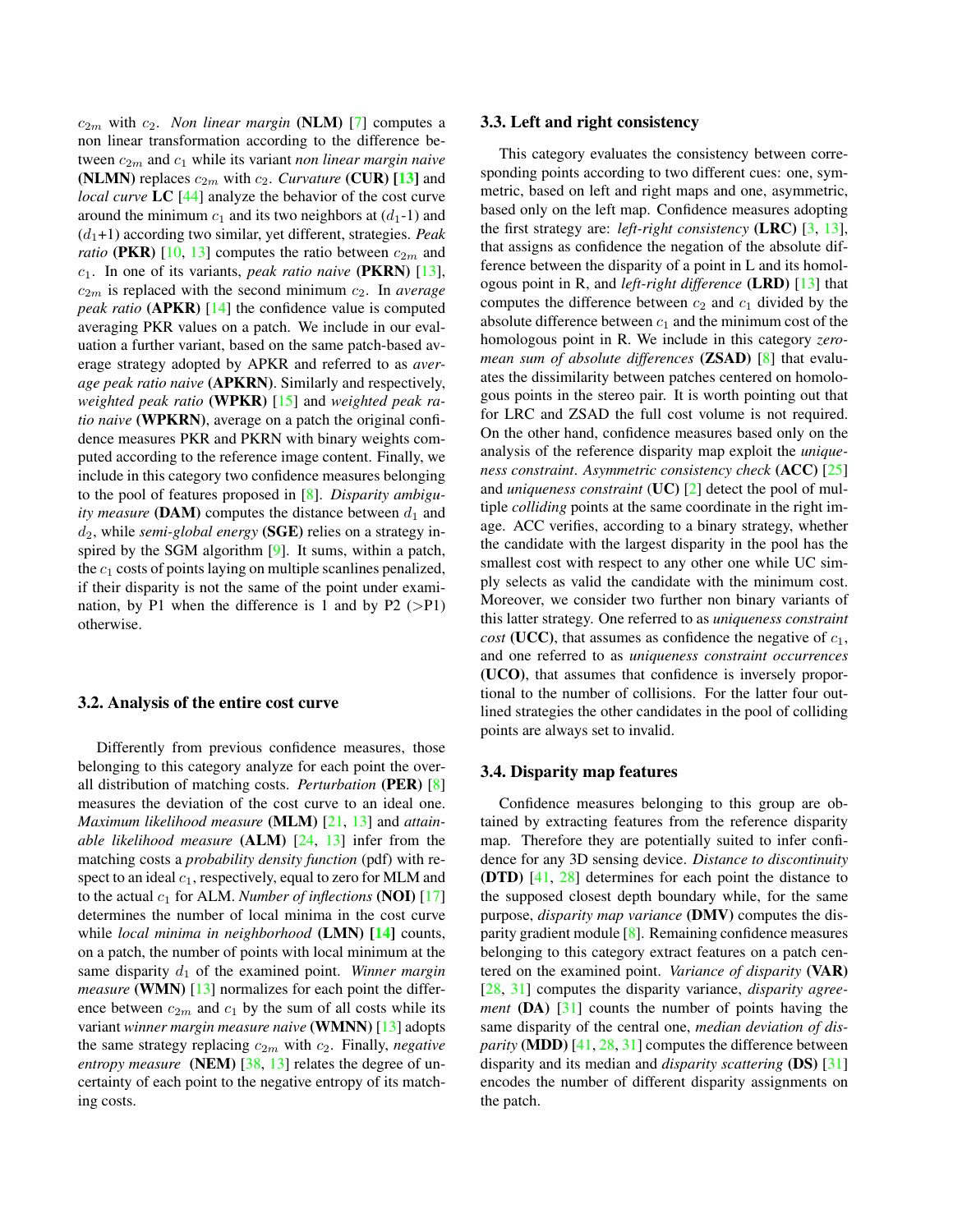$c_{2m}$ with $c_2$. *Non linear margin* (**NLM**) [7] computes a non linear transformation according to the difference between $c_{2m}$ and $c_1$ while its variant *non linear margin naive* (**NLMN**) replaces $c_{2m}$ with $c_2$. *Curvature* (**CUR**) [13] and *local curve* **LC** [44] analyze the behavior of the cost curve around the minimum $c_1$ and its two neighbors at ($d_1$-1) and ($d_1$+1) according two similar, yet different, strategies. *Peak ratio* (**PKR**) [10, 13] computes the ratio between $c_{2m}$ and $c_1$. In one of its variants, *peak ratio naive* (**PKRN**) [13], $c_{2m}$ is replaced with the second minimum $c_2$. In *average peak ratio* (**APKR**) [14] the confidence value is computed averaging PKR values on a patch. We include in our evaluation a further variant, based on the same patch-based average strategy adopted by APKR and referred to as *average peak ratio naive* (**APKRN**). Similarly and respectively, *weighted peak ratio* (**WPKR**) [15] and *weighted peak ratio naive* (**WPKRN**), average on a patch the original confidence measures PKR and PKRN with binary weights computed according to the reference image content. Finally, we include in this category two confidence measures belonging to the pool of features proposed in [8]. *Disparity ambiguity measure* (**DAM**) computes the distance between $d_1$ and $d_2$, while *semi-global energy* (**SGE**) relies on a strategy inspired by the SGM algorithm [9]. It sums, within a patch, the $c_1$ costs of points laying on multiple scanlines penalized, if their disparity is not the same of the point under examination, by P1 when the difference is 1 and by P2 (>P1) otherwise.

### 3.2. Analysis of the entire cost curve

Differently from previous confidence measures, those belonging to this category analyze for each point the overall distribution of matching costs. *Perturbation* (**PER**) [8] measures the deviation of the cost curve to an ideal one. *Maximum likelihood measure* (**MLM**) [21, 13] and *attainable likelihood measure* (**ALM**) [24, 13] infer from the matching costs a *probability density function* (pdf) with respect to an ideal $c_1$, respectively, equal to zero for MLM and to the actual $c_1$ for ALM. *Number of inflections* (**NOI**) [17] determines the number of local minima in the cost curve while *local minima in neighborhood* (**LMN**) [14] counts, on a patch, the number of points with local minimum at the same disparity $d_1$ of the examined point. *Winner margin measure* (**WMN**) [13] normalizes for each point the difference between $c_{2m}$ and $c_1$ by the sum of all costs while its variant *winner margin measure naive* (**WMNN**) [13] adopts the same strategy replacing $c_{2m}$ with $c_2$. Finally, *negative entropy measure* (**NEM**) [38, 13] relates the degree of uncertainty of each point to the negative entropy of its matching costs.

### 3.3. Left and right consistency

This category evaluates the consistency between corresponding points according to two different cues: one, symmetric, based on left and right maps and one, asymmetric, based only on the left map. Confidence measures adopting the first strategy are: *left-right consistency* (**LRC**) [3, 13], that assigns as confidence the negation of the absolute difference between the disparity of a point in L and its homologous point in R, and *left-right difference* (**LRD**) [13] that computes the difference between $c_2$ and $c_1$ divided by the absolute difference between $c_1$ and the minimum cost of the homologous point in R. We include in this category *zero-mean sum of absolute differences* (**ZSAD**) [8] that evaluates the dissimilarity between patches centered on homologous points in the stereo pair. It is worth pointing out that for LRC and ZSAD the full cost volume is not required. On the other hand, confidence measures based only on the analysis of the reference disparity map exploit the *uniqueness constraint*. *Asymmetric consistency check* (**ACC**) [25] and *uniqueness constraint* (**UC**) [2] detect the pool of multiple *colliding* points at the same coordinate in the right image. ACC verifies, according to a binary strategy, whether the candidate with the largest disparity in the pool has the smallest cost with respect to any other one while UC simply selects as valid the candidate with the minimum cost. Moreover, we consider two further non binary variants of this latter strategy. One referred to as *uniqueness constraint cost* (**UCC**), that assumes as confidence the negative of $c_1$, and one referred to as *uniqueness constraint occurrences* (**UCO**), that assumes that confidence is inversely proportional to the number of collisions. For the latter four outlined strategies the other candidates in the pool of colliding points are always set to invalid.

### 3.4. Disparity map features

Confidence measures belonging to this group are obtained by extracting features from the reference disparity map. Therefore they are potentially suited to infer confidence for any 3D sensing device. *Distance to discontinuity* (**DTD**) [41, 28] determines for each point the distance to the supposed closest depth boundary while, for the same purpose, *disparity map variance* (**DMV**) computes the disparity gradient module [8]. Remaining confidence measures belonging to this category extract features on a patch centered on the examined point. *Variance of disparity* (**VAR**) [28, 31] computes the disparity variance, *disparity agreement* (**DA**) [31] counts the number of points having the same disparity of the central one, *median deviation of disparity* (**MDD**) [41, 28, 31] computes the difference between disparity and its median and *disparity scattering* (**DS**) [31] encodes the number of different disparity assignments on the patch.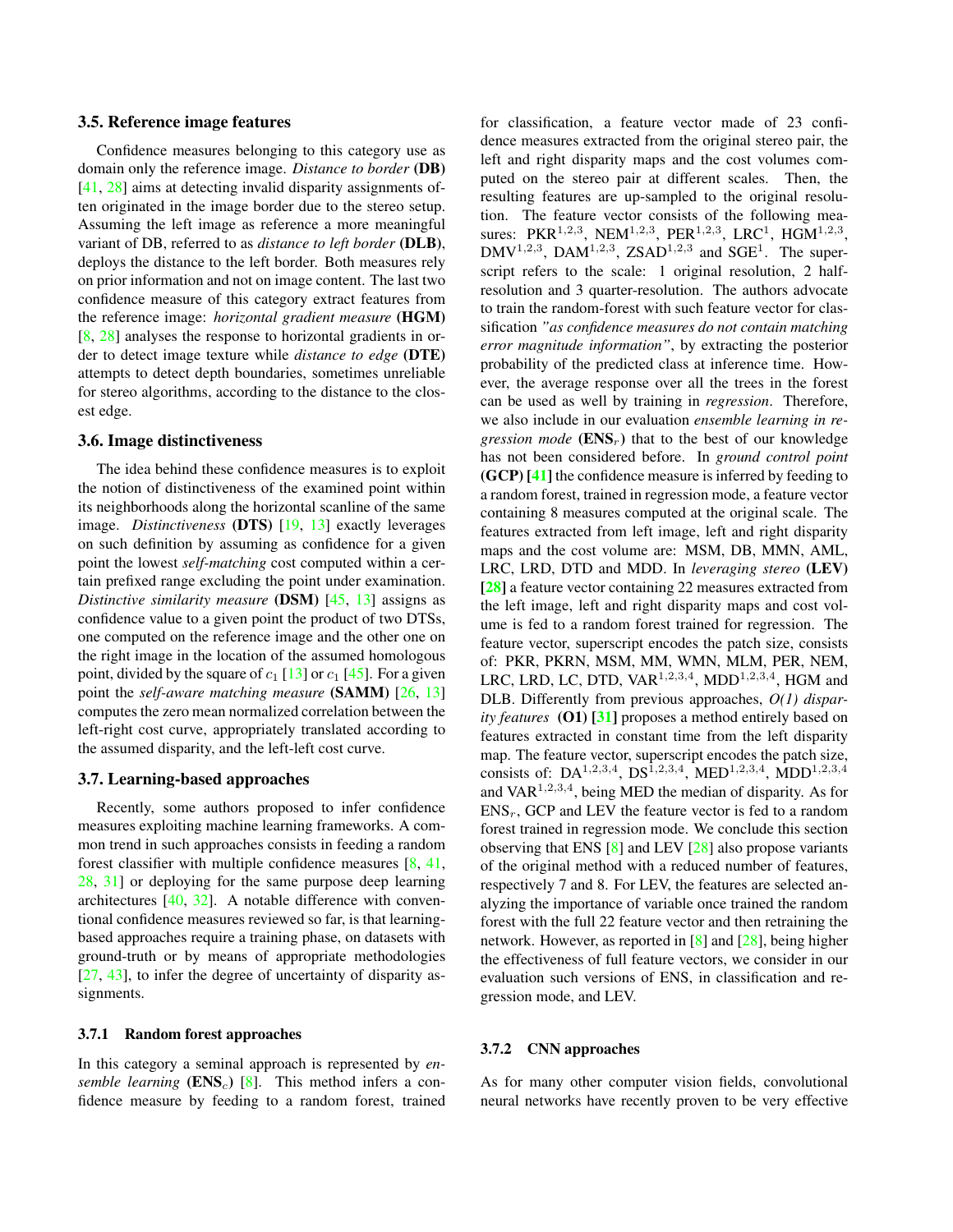### 3.5. Reference image features

Confidence measures belonging to this category use as domain only the reference image. *Distance to border* **(DB)** [41, 28] aims at detecting invalid disparity assignments often originated in the image border due to the stereo setup. Assuming the left image as reference a more meaningful variant of DB, referred to as *distance to left border* **(DLB)**, deploys the distance to the left border. Both measures rely on prior information and not on image content. The last two confidence measure of this category extract features from the reference image: *horizontal gradient measure* **(HGM)** [8, 28] analyses the response to horizontal gradients in order to detect image texture while *distance to edge* **(DTE)** attempts to detect depth boundaries, sometimes unreliable for stereo algorithms, according to the distance to the closest edge.

### 3.6. Image distinctiveness

The idea behind these confidence measures is to exploit the notion of distinctiveness of the examined point within its neighborhoods along the horizontal scanline of the same image. *Distinctiveness* **(DTS)** [19, 13] exactly leverages on such definition by assuming as confidence for a given point the lowest *self-matching* cost computed within a certain prefixed range excluding the point under examination. *Distinctive similarity measure* **(DSM)** [45, 13] assigns as confidence value to a given point the product of two DTSs, one computed on the reference image and the other one on the right image in the location of the assumed homologous point, divided by the square of $c_1$ [13] or $c_1$ [45]. For a given point the *self-aware matching measure* **(SAMM)** [26, 13] computes the zero mean normalized correlation between the left-right cost curve, appropriately translated according to the assumed disparity, and the left-left cost curve.

### 3.7. Learning-based approaches

Recently, some authors proposed to infer confidence measures exploiting machine learning frameworks. A common trend in such approaches consists in feeding a random forest classifier with multiple confidence measures [8, 41, 28, 31] or deploying for the same purpose deep learning architectures [40, 32]. A notable difference with conventional confidence measures reviewed so far, is that learning-based approaches require a training phase, on datasets with ground-truth or by means of appropriate methodologies [27, 43], to infer the degree of uncertainty of disparity assignments.

#### 3.7.1 Random forest approaches

In this category a seminal approach is represented by *ensemble learning* **(ENS$_c$)** [8]. This method infers a confidence measure by feeding to a random forest, trained for classification, a feature vector made of 23 confidence measures extracted from the original stereo pair, the left and right disparity maps and the cost volumes computed on the stereo pair at different scales. Then, the resulting features are up-sampled to the original resolution. The feature vector consists of the following measures: PKR$^{1,2,3}$, NEM$^{1,2,3}$, PER$^{1,2,3}$, LRC$^{1}$, HGM$^{1,2,3}$, DMV$^{1,2,3}$, DAM$^{1,2,3}$, ZSAD$^{1,2,3}$ and SGE$^{1}$. The superscript refers to the scale: 1 original resolution, 2 half-resolution and 3 quarter-resolution. The authors advocate to train the random-forest with such feature vector for classification *"as confidence measures do not contain matching error magnitude information"*, by extracting the posterior probability of the predicted class at inference time. However, the average response over all the trees in the forest can be used as well by training in *regression*. Therefore, we also include in our evaluation *ensemble learning in regression mode* **(ENS$_r$)** that to the best of our knowledge has not been considered before. In *ground control point* **(GCP) [41]** the confidence measure is inferred by feeding to a random forest, trained in regression mode, a feature vector containing 8 measures computed at the original scale. The features extracted from left image, left and right disparity maps and the cost volume are: MSM, DB, MMN, AML, LRC, LRD, DTD and MDD. In *leveraging stereo* **(LEV) [28]** a feature vector containing 22 measures extracted from the left image, left and right disparity maps and cost volume is fed to a random forest trained for regression. The feature vector, superscript encodes the patch size, consists of: PKR, PKRN, MSM, MM, WMN, MLM, PER, NEM, LRC, LRD, LC, DTD, VAR$^{1,2,3,4}$, MDD$^{1,2,3,4}$, HGM and DLB. Differently from previous approaches, *O(1) disparity features* **(O1) [31]** proposes a method entirely based on features extracted in constant time from the left disparity map. The feature vector, superscript encodes the patch size, consists of: DA$^{1,2,3,4}$, DS$^{1,2,3,4}$, MED$^{1,2,3,4}$, MDD$^{1,2,3,4}$ and VAR$^{1,2,3,4}$, being MED the median of disparity. As for ENS$_r$, GCP and LEV the feature vector is fed to a random forest trained in regression mode. We conclude this section observing that ENS [8] and LEV [28] also propose variants of the original method with a reduced number of features, respectively 7 and 8. For LEV, the features are selected analyzing the importance of variable once trained the random forest with the full 22 feature vector and then retraining the network. However, as reported in [8] and [28], being higher the effectiveness of full feature vectors, we consider in our evaluation such versions of ENS, in classification and regression mode, and LEV.

#### 3.7.2 CNN approaches

As for many other computer vision fields, convolutional neural networks have recently proven to be very effective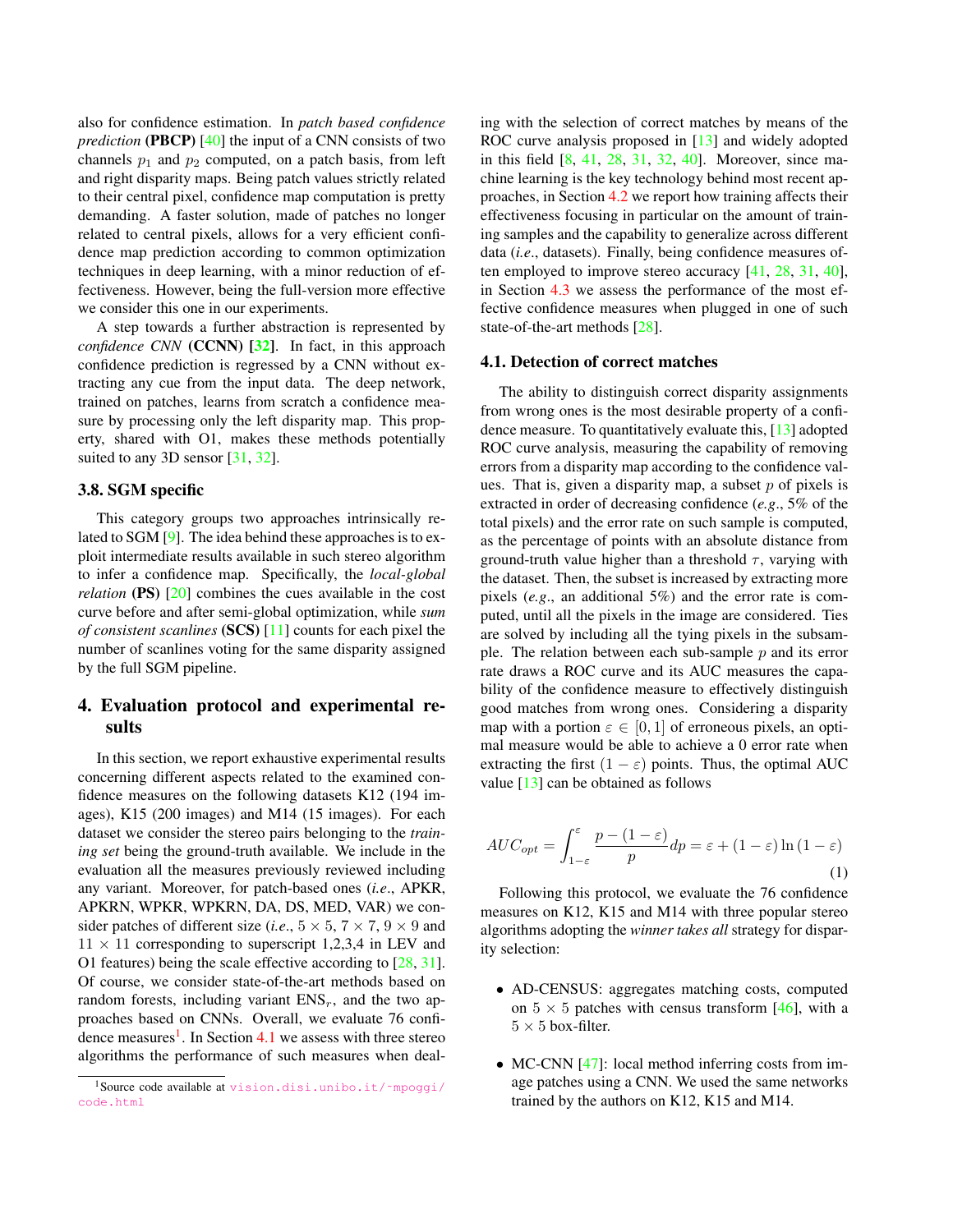also for confidence estimation. In *patch based confidence prediction* (**PBCP**) [40] the input of a CNN consists of two channels $p_1$ and $p_2$ computed, on a patch basis, from left and right disparity maps. Being patch values strictly related to their central pixel, confidence map computation is pretty demanding. A faster solution, made of patches no longer related to central pixels, allows for a very efficient confidence map prediction according to common optimization techniques in deep learning, with a minor reduction of effectiveness. However, being the full-version more effective we consider this one in our experiments.

A step towards a further abstraction is represented by *confidence CNN* (**CCNN**) **[32]**. In fact, in this approach confidence prediction is regressed by a CNN without extracting any cue from the input data. The deep network, trained on patches, learns from scratch a confidence measure by processing only the left disparity map. This property, shared with O1, makes these methods potentially suited to any 3D sensor [31, 32].

### 3.8. SGM specific

This category groups two approaches intrinsically related to SGM [9]. The idea behind these approaches is to exploit intermediate results available in such stereo algorithm to infer a confidence map. Specifically, the *local-global relation* (**PS**) [20] combines the cues available in the cost curve before and after semi-global optimization, while *sum of consistent scanlines* (**SCS**) [11] counts for each pixel the number of scanlines voting for the same disparity assigned by the full SGM pipeline.

## 4. Evaluation protocol and experimental results

In this section, we report exhaustive experimental results concerning different aspects related to the examined confidence measures on the following datasets K12 (194 images), K15 (200 images) and M14 (15 images). For each dataset we consider the stereo pairs belonging to the *training set* being the ground-truth available. We include in the evaluation all the measures previously reviewed including any variant. Moreover, for patch-based ones (*i.e*., APKR, APKRN, WPKR, WPKRN, DA, DS, MED, VAR) we consider patches of different size (*i.e*., $5 \times 5$, $7 \times 7$, $9 \times 9$ and $11 \times 11$ corresponding to superscript 1,2,3,4 in LEV and O1 features) being the scale effective according to [28, 31]. Of course, we consider state-of-the-art methods based on random forests, including variant ENS$_r$, and the two approaches based on CNNs. Overall, we evaluate 76 confidence measures[1]. In Section 4.1 we assess with three stereo algorithms the performance of such measures when dealing with the selection of correct matches by means of the ROC curve analysis proposed in [13] and widely adopted in this field [8, 41, 28, 31, 32, 40]. Moreover, since machine learning is the key technology behind most recent approaches, in Section 4.2 we report how training affects their effectiveness focusing in particular on the amount of training samples and the capability to generalize across different data (*i.e*., datasets). Finally, being confidence measures often employed to improve stereo accuracy [41, 28, 31, 40], in Section 4.3 we assess the performance of the most effective confidence measures when plugged in one of such state-of-the-art methods [28].

### 4.1. Detection of correct matches

The ability to distinguish correct disparity assignments from wrong ones is the most desirable property of a confidence measure. To quantitatively evaluate this, [13] adopted ROC curve analysis, measuring the capability of removing errors from a disparity map according to the confidence values. That is, given a disparity map, a subset $p$ of pixels is extracted in order of decreasing confidence (*e.g*., 5% of the total pixels) and the error rate on such sample is computed, as the percentage of points with an absolute distance from ground-truth value higher than a threshold $\tau$, varying with the dataset. Then, the subset is increased by extracting more pixels (*e.g*., an additional 5%) and the error rate is computed, until all the pixels in the image are considered. Ties are solved by including all the tying pixels in the subsample. The relation between each sub-sample $p$ and its error rate draws a ROC curve and its AUC measures the capability of the confidence measure to effectively distinguish good matches from wrong ones. Considering a disparity map with a portion $\varepsilon \in [0, 1]$ of erroneous pixels, an optimal measure would be able to achieve a 0 error rate when extracting the first $(1 - \varepsilon)$ points. Thus, the optimal AUC value [13] can be obtained as follows

$$AUC_{opt} = \int_{1-\varepsilon}^{\varepsilon} \frac{p - (1 - \varepsilon)}{p} dp = \varepsilon + (1 - \varepsilon) \ln (1 - \varepsilon) \tag{1}$$

Following this protocol, we evaluate the 76 confidence measures on K12, K15 and M14 with three popular stereo algorithms adopting the *winner takes all* strategy for disparity selection:

- AD-CENSUS: aggregates matching costs, computed on $5 \times 5$ patches with census transform [46], with a $5 \times 5$ box-filter.
- MC-CNN [47]: local method inferring costs from image patches using a CNN. We used the same networks trained by the authors on K12, K15 and M14.

[1] Source code available at vision.disi.unibo.it/~mpoggi/code.html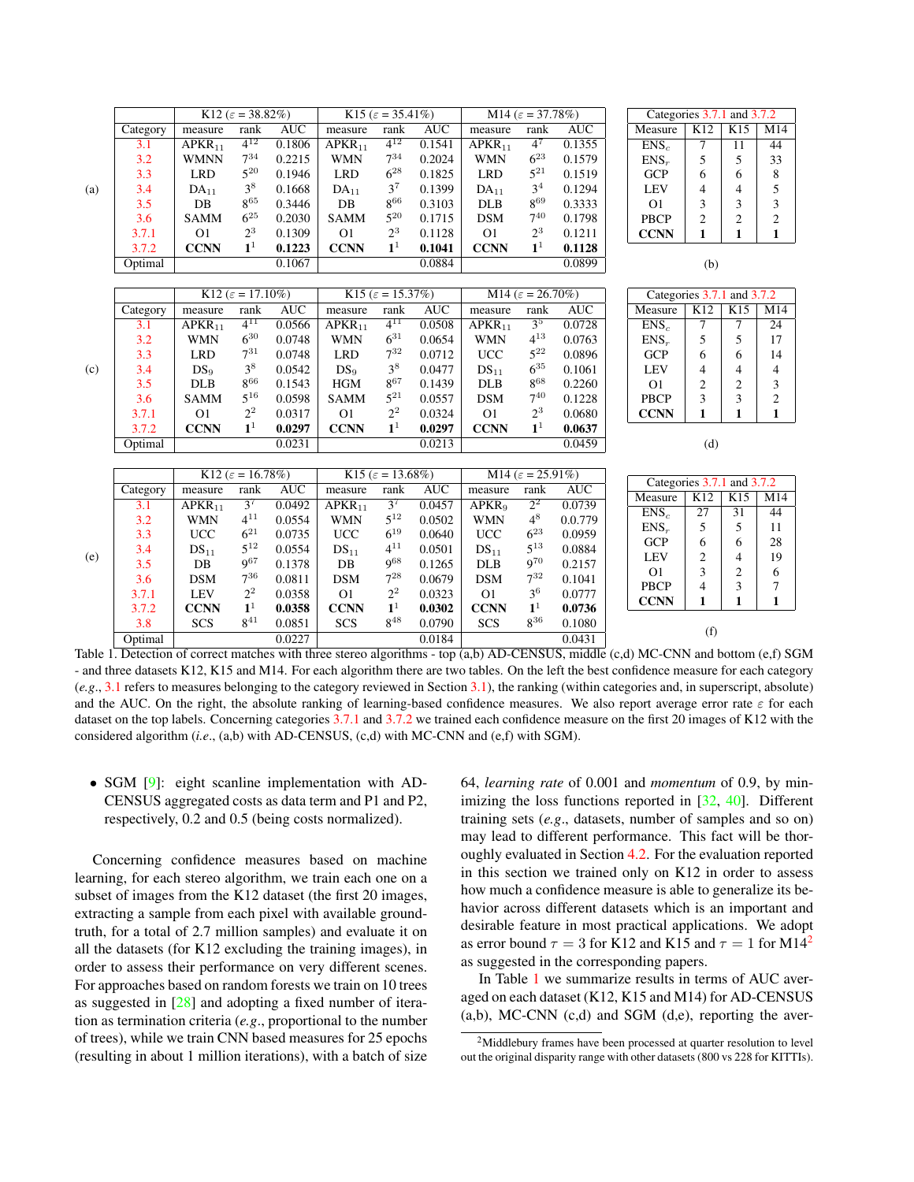| (a) | K12 ($\varepsilon$ = 38.82%) | | | K15 ($\varepsilon$ = 35.41%) | | | M14 ($\varepsilon$ = 37.78%) | | |
|---|---|---|---|---|---|---|---|---|---|
| Category | measure | rank | AUC | measure | rank | AUC | measure | rank | AUC |
| 3.1 | APKR$_{11}$ | $4^{12}$ | 0.1806 | APKR$_{11}$ | $4^{12}$ | 0.1541 | APKR$_{11}$ | $4^{7}$ | 0.1355 |
| 3.2 | WMNN | $7^{34}$ | 0.2215 | WMN | $7^{34}$ | 0.2024 | WMN | $6^{23}$ | 0.1579 |
| 3.3 | LRD | $5^{20}$ | 0.1946 | LRD | $6^{28}$ | 0.1825 | LRD | $5^{21}$ | 0.1519 |
| 3.4 | DA$_{11}$ | $3^{8}$ | 0.1668 | DA$_{11}$ | $3^{7}$ | 0.1399 | DA$_{11}$ | $3^{4}$ | 0.1294 |
| 3.5 | DB | $8^{65}$ | 0.3446 | DB | $8^{66}$ | 0.3103 | DLB | $8^{69}$ | 0.3333 |
| 3.6 | SAMM | $6^{25}$ | 0.2030 | SAMM | $5^{20}$ | 0.1715 | DSM | $7^{40}$ | 0.1798 |
| 3.7.1 | O1 | $2^{3}$ | 0.1309 | O1 | $2^{3}$ | 0.1128 | O1 | $2^{3}$ | 0.1211 |
| 3.7.2 | **CCNN** | $\mathbf{1^{1}}$ | **0.1223** | **CCNN** | $\mathbf{1^{1}}$ | **0.1041** | **CCNN** | $\mathbf{1^{1}}$ | **0.1128** |
| Optimal | | | 0.1067 | | | 0.0884 | | | 0.0899 |

| (b) Categories 3.7.1 and 3.7.2 | | | |
|---|---|---|---|
| Measure | K12 | K15 | M14 |
| ENS$_c$ | 7 | 11 | 44 |
| ENS$_r$ | 5 | 5 | 33 |
| GCP | 6 | 6 | 8 |
| LEV | 4 | 4 | 5 |
| O1 | 3 | 3 | 3 |
| PBCP | 2 | 2 | 2 |
| **CCNN** | **1** | **1** | **1** |

| (c) | K12 ($\varepsilon$ = 17.10%) | | | K15 ($\varepsilon$ = 15.37%) | | | M14 ($\varepsilon$ = 26.70%) | | |
|---|---|---|---|---|---|---|---|---|---|
| Category | measure | rank | AUC | measure | rank | AUC | measure | rank | AUC |
| 3.1 | APKR$_{11}$ | $4^{11}$ | 0.0566 | APKR$_{11}$ | $4^{11}$ | 0.0508 | APKR$_{11}$ | $3^{5}$ | 0.0728 |
| 3.2 | WMN | $6^{30}$ | 0.0748 | WMN | $6^{31}$ | 0.0654 | WMN | $4^{13}$ | 0.0763 |
| 3.3 | LRD | $7^{31}$ | 0.0748 | LRD | $7^{32}$ | 0.0712 | UCC | $5^{22}$ | 0.0896 |
| 3.4 | DS$_{9}$ | $3^{8}$ | 0.0542 | DS$_{9}$ | $3^{8}$ | 0.0477 | DS$_{11}$ | $6^{35}$ | 0.1061 |
| 3.5 | DLB | $8^{66}$ | 0.1543 | DLB | $8^{67}$ | 0.1439 | DLB | $8^{68}$ | 0.2260 |
| 3.6 | SAMM | $5^{16}$ | 0.0598 | SAMM | $5^{21}$ | 0.0557 | DSM | $7^{40}$ | 0.1228 |
| 3.7.1 | O1 | $2^{2}$ | 0.0317 | O1 | $2^{2}$ | 0.0324 | O1 | $2^{3}$ | 0.0680 |
| 3.7.2 | **CCNN** | $\mathbf{1^{1}}$ | **0.0297** | **CCNN** | $\mathbf{1^{1}}$ | **0.0297** | **CCNN** | $\mathbf{1^{1}}$ | **0.0637** |
| Optimal | | | 0.0231 | | | 0.0213 | | | 0.0459 |

| (d) Categories 3.7.1 and 3.7.2 | | | |
|---|---|---|---|
| Measure | K12 | K15 | M14 |
| ENS$_c$ | 7 | 7 | 24 |
| ENS$_r$ | 5 | 5 | 17 |
| GCP | 6 | 6 | 14 |
| LEV | 4 | 4 | 4 |
| O1 | 2 | 2 | 3 |
| PBCP | 3 | 3 | 2 |
| **CCNN** | **1** | **1** | **1** |

| (e) | K12 ($\varepsilon$ = 16.78%) | | | K15 ($\varepsilon$ = 13.68%) | | | M14 ($\varepsilon$ = 25.91%) | | |
|---|---|---|---|---|---|---|---|---|---|
| Category | measure | rank | AUC | measure | rank | AUC | measure | rank | AUC |
| 3.1 | APKR$_{11}$ | $3^{7}$ | 0.0492 | APKR$_{11}$ | $3^{7}$ | 0.0457 | APKR$_{9}$ | $2^{2}$ | 0.0739 |
| 3.2 | WMN | $4^{11}$ | 0.0554 | WMN | $5^{12}$ | 0.0502 | WMN | $4^{8}$ | 0.0.779 |
| 3.3 | UCC | $6^{21}$ | 0.0735 | UCC | $6^{19}$ | 0.0640 | UCC | $6^{23}$ | 0.0959 |
| 3.4 | DS$_{11}$ | $5^{12}$ | 0.0554 | DS$_{11}$ | $4^{11}$ | 0.0501 | DS$_{11}$ | $5^{13}$ | 0.0884 |
| 3.5 | DB | $9^{67}$ | 0.1378 | DB | $9^{68}$ | 0.1265 | DLB | $9^{70}$ | 0.2157 |
| 3.6 | DSM | $7^{36}$ | 0.0811 | HGM | $7^{28}$ | 0.0679 | DSM | $7^{32}$ | 0.1041 |
| 3.7.1 | LEV | $2^{2}$ | 0.0358 | O1 | $2^{2}$ | 0.0323 | O1 | $3^{6}$ | 0.0777 |
| 3.7.2 | **CCNN** | $\mathbf{1^{1}}$ | **0.0358** | **CCNN** | $\mathbf{1^{1}}$ | **0.0302** | **CCNN** | $\mathbf{1^{1}}$ | **0.0736** |
| 3.8 | SCS | $8^{41}$ | 0.0851 | SCS | $8^{48}$ | 0.0790 | SCS | $8^{36}$ | 0.1080 |
| Optimal | | | 0.0227 | | | 0.0184 | | | 0.0431 |

| (f) Categories 3.7.1 and 3.7.2 | | | |
|---|---|---|---|
| Measure | K12 | K15 | M14 |
| ENS$_c$ | 27 | 31 | 44 |
| ENS$_r$ | 5 | 5 | 11 |
| GCP | 6 | 6 | 28 |
| LEV | 2 | 4 | 19 |
| O1 | 3 | 2 | 6 |
| PBCP | 4 | 3 | 7 |
| **CCNN** | **1** | **1** | **1** |

Table 1. Detection of correct matches with three stereo algorithms - top (a,b) AD-CENSUS, middle (c,d) MC-CNN and bottom (e,f) SGM - and three datasets K12, K15 and M14. For each algorithm there are two tables. On the left the best confidence measure for each category (*e.g.*, 3.1 refers to measures belonging to the category reviewed in Section 3.1), the ranking (within categories and, in superscript, absolute) and the AUC. On the right, the absolute ranking of learning-based confidence measures. We also report average error rate $\varepsilon$ for each dataset on the top labels. Concerning categories 3.7.1 and 3.7.2 we trained each confidence measure on the first 20 images of K12 with the considered algorithm (*i.e.*, (a,b) with AD-CENSUS, (c,d) with MC-CNN and (e,f) with SGM).

- SGM [9]: eight scanline implementation with AD-CENSUS aggregated costs as data term and P1 and P2, respectively, 0.2 and 0.5 (being costs normalized).

Concerning confidence measures based on machine learning, for each stereo algorithm, we train each one on a subset of images from the K12 dataset (the first 20 images, extracting a sample from each pixel with available ground-truth, for a total of 2.7 million samples) and evaluate it on all the datasets (for K12 excluding the training images), in order to assess their performance on very different scenes. For approaches based on random forests we train on 10 trees as suggested in [28] and adopting a fixed number of iteration as termination criteria (*e.g.*, proportional to the number of trees), while we train CNN based measures for 25 epochs (resulting in about 1 million iterations), with a batch of size 64, *learning rate* of 0.001 and *momentum* of 0.9, by minimizing the loss functions reported in [32, 40]. Different training sets (*e.g.*, datasets, number of samples and so on) may lead to different performance. This fact will be thoroughly evaluated in Section 4.2. For the evaluation reported in this section we trained only on K12 in order to assess how much a confidence measure is able to generalize its behavior across different datasets which is an important and desirable feature in most practical applications. We adopt as error bound $\tau = 3$ for K12 and K15 and $\tau = 1$ for M14[2] as suggested in the corresponding papers.

In Table 1 we summarize results in terms of AUC averaged on each dataset (K12, K15 and M14) for AD-CENSUS (a,b), MC-CNN (c,d) and SGM (d,e), reporting the aver-

[2] Middlebury frames have been processed at quarter resolution to level out the original disparity range with other datasets (800 vs 228 for KITTIs).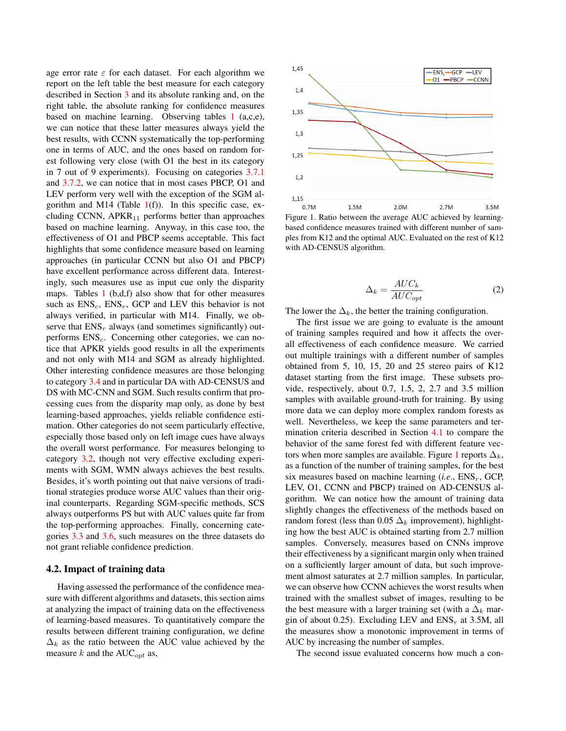age error rate $\varepsilon$ for each dataset. For each algorithm we report on the left table the best measure for each category described in Section 3 and its absolute ranking and, on the right table, the absolute ranking for confidence measures based on machine learning. Observing tables 1 (a,c,e), we can notice that these latter measures always yield the best results, with CCNN systematically the top-performing one in terms of AUC, and the ones based on random forest following very close (with O1 the best in its category in 7 out of 9 experiments). Focusing on categories 3.7.1 and 3.7.2, we can notice that in most cases PBCP, O1 and LEV perform very well with the exception of the SGM algorithm and M14 (Table 1(f)). In this specific case, excluding CCNN, APKR$_{11}$ performs better than approaches based on machine learning. Anyway, in this case too, the effectiveness of O1 and PBCP seems acceptable. This fact highlights that some confidence measure based on learning approaches (in particular CCNN but also O1 and PBCP) have excellent performance across different data. Interestingly, such measures use as input cue only the disparity maps. Tables 1 (b,d,f) also show that for other measures such as ENS$_c$, ENS$_r$, GCP and LEV this behavior is not always verified, in particular with M14. Finally, we observe that ENS$_r$ always (and sometimes significantly) outperforms ENS$_c$. Concerning other categories, we can notice that APKR yields good results in all the experiments and not only with M14 and SGM as already highlighted. Other interesting confidence measures are those belonging to category 3.4 and in particular DA with AD-CENSUS and DS with MC-CNN and SGM. Such results confirm that processing cues from the disparity map only, as done by best learning-based approaches, yields reliable confidence estimation. Other categories do not seem particularly effective, especially those based only on left image cues have always the overall worst performance. For measures belonging to category 3.2, though not very effective excluding experiments with SGM, WMN always achieves the best results. Besides, it's worth pointing out that naive versions of traditional strategies produce worse AUC values than their original counterparts. Regarding SGM-specific methods, SCS always outperforms PS but with AUC values quite far from the top-performing approaches. Finally, concerning categories 3.3 and 3.6, such measures on the three datasets do not grant reliable confidence prediction.

## 4.2. Impact of training data

Having assessed the performance of the confidence measure with different algorithms and datasets, this section aims at analyzing the impact of training data on the effectiveness of learning-based measures. To quantitatively compare the results between different training configuration, we define $\Delta_k$ as the ratio between the AUC value achieved by the measure $k$ and the AUC$_{opt}$ as,

$$\Delta_k = \frac{AUC_k}{AUC_{opt}} \tag{2}$$

The lower the $\Delta_k$, the better the training configuration.

The first issue we are going to evaluate is the amount of training samples required and how it affects the overall effectiveness of each confidence measure. We carried out multiple trainings with a different number of samples obtained from 5, 10, 15, 20 and 25 stereo pairs of K12 dataset starting from the first image. These subsets provide, respectively, about 0.7, 1.5, 2, 2.7 and 3.5 million samples with available ground-truth for training. By using more data we can deploy more complex random forests as well. Nevertheless, we keep the same parameters and termination criteria described in Section 4.1 to compare the behavior of the same forest fed with different feature vectors when more samples are available. Figure 1 reports $\Delta_k$, as a function of the number of training samples, for the best six measures based on machine learning (*i.e.*, ENS$_r$, GCP, LEV, O1, CCNN and PBCP) trained on AD-CENSUS algorithm. We can notice how the amount of training data slightly changes the effectiveness of the methods based on random forest (less than 0.05 $\Delta_k$ improvement), highlighting how the best AUC is obtained starting from 2.7 million samples. Conversely, measures based on CNNs improve their effectiveness by a significant margin only when trained on a sufficiently larger amount of data, but such improvement almost saturates at 2.7 million samples. In particular, we can observe how CCNN achieves the worst results when trained with the smallest subset of images, resulting to be the best measure with a larger training set (with a $\Delta_k$ margin of about 0.25). Excluding LEV and ENS$_r$ at 3.5M, all the measures show a monotonic improvement in terms of AUC by increasing the number of samples.

Figure 1. Ratio between the average AUC achieved by learning-based confidence measures trained with different number of samples from K12 and the optimal AUC. Evaluated on the rest of K12 with AD-CENSUS algorithm.

The second issue evaluated concerns how much a con-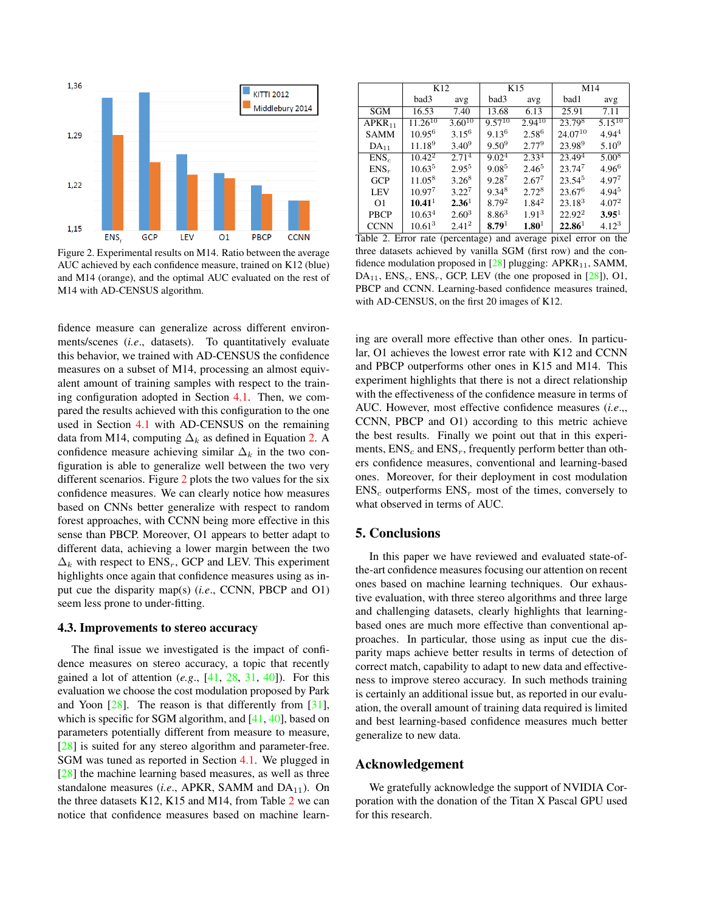Figure 2. Experimental results on M14. Ratio between the average AUC achieved by each confidence measure, trained on K12 (blue) and M14 (orange), and the optimal AUC evaluated on the rest of M14 with AD-CENSUS algorithm.

fidence measure can generalize across different environments/scenes (*i.e*., datasets). To quantitatively evaluate this behavior, we trained with AD-CENSUS the confidence measures on a subset of M14, processing an almost equivalent amount of training samples with respect to the training configuration adopted in Section 4.1. Then, we compared the results achieved with this configuration to the one used in Section 4.1 with AD-CENSUS on the remaining data from M14, computing $\Delta_k$ as defined in Equation 2. A confidence measure achieving similar $\Delta_k$ in the two configuration is able to generalize well between the two very different scenarios. Figure 2 plots the two values for the six confidence measures. We can clearly notice how measures based on CNNs better generalize with respect to random forest approaches, with CCNN being more effective in this sense than PBCP. Moreover, O1 appears to better adapt to different data, achieving a lower margin between the two $\Delta_k$ with respect to $\text{ENS}_r$, GCP and LEV. This experiment highlights once again that confidence measures using as input cue the disparity map(s) (*i.e*., CCNN, PBCP and O1) seem less prone to under-fitting.

### 4.3. Improvements to stereo accuracy

The final issue we investigated is the impact of confidence measures on stereo accuracy, a topic that recently gained a lot of attention (*e.g*., [41, 28, 31, 40]). For this evaluation we choose the cost modulation proposed by Park and Yoon [28]. The reason is that differently from [31], which is specific for SGM algorithm, and [41, 40], based on parameters potentially different from measure to measure, [28] is suited for any stereo algorithm and parameter-free. SGM was tuned as reported in Section 4.1. We plugged in [28] the machine learning based measures, as well as three standalone measures (*i.e*., APKR, SAMM and $\text{DA}_{11}$). On the three datasets K12, K15 and M14, from Table 2 we can notice that confidence measures based on machine learning are overall more effective than other ones. In particular, O1 achieves the lowest error rate with K12 and CCNN and PBCP outperforms other ones in K15 and M14. This experiment highlights that there is not a direct relationship with the effectiveness of the confidence measure in terms of AUC. However, most effective confidence measures (*i.e*.,, CCNN, PBCP and O1) according to this metric achieve the best results. Finally we point out that in this experiments, $\text{ENS}_c$ and $\text{ENS}_r$, frequently perform better than others confidence measures, conventional and learning-based ones. Moreover, for their deployment in cost modulation $\text{ENS}_c$ outperforms $\text{ENS}_r$ most of the times, conversely to what observed in terms of AUC.

| | K12 | | K15 | | M14 | |
|---|---|---|---|---|---|---|
| | bad3 | avg | bad3 | avg | bad1 | avg |
| SGM | 16.53 | 7.40 | 13.68 | 6.13 | 25.91 | 7.11 |
| $\text{APKR}_{11}$ | $11.26^{10}$ | $3.60^{10}$ | $9.57^{10}$ | $2.94^{10}$ | $23.79^{8}$ | $5.15^{10}$ |
| SAMM | $10.95^{6}$ | $3.15^{6}$ | $9.13^{6}$ | $2.58^{6}$ | $24.07^{10}$ | $4.94^{4}$ |
| $\text{DA}_{11}$ | $11.18^{9}$ | $3.40^{9}$ | $9.50^{9}$ | $2.77^{9}$ | $23.98^{9}$ | $5.10^{9}$ |
| $\text{ENS}_c$ | $10.42^{2}$ | $2.71^{4}$ | $9.02^{4}$ | $2.33^{4}$ | $23.49^{4}$ | $5.00^{8}$ |
| $\text{ENS}_r$ | $10.63^{5}$ | $2.95^{5}$ | $9.08^{5}$ | $2.46^{5}$ | $23.74^{7}$ | $4.96^{6}$ |
| GCP | $11.05^{8}$ | $3.26^{8}$ | $9.28^{7}$ | $2.67^{7}$ | $23.54^{5}$ | $4.97^{7}$ |
| LEV | $10.97^{7}$ | $3.22^{7}$ | $9.34^{8}$ | $2.72^{8}$ | $23.67^{6}$ | $4.94^{5}$ |
| O1 | $\mathbf{10.41}^{1}$ | $\mathbf{2.36}^{1}$ | $8.79^{2}$ | $1.84^{2}$ | $23.18^{3}$ | $4.07^{2}$ |
| PBCP | $10.63^{4}$ | $2.60^{3}$ | $8.86^{3}$ | $1.91^{3}$ | $22.92^{2}$ | $\mathbf{3.95}^{1}$ |
| CCNN | $10.61^{3}$ | $2.41^{2}$ | $\mathbf{8.79}^{1}$ | $\mathbf{1.80}^{1}$ | $\mathbf{22.86}^{1}$ | $4.12^{3}$ |

Table 2. Error rate (percentage) and average pixel error on the three datasets achieved by vanilla SGM (first row) and the confidence modulation proposed in [28] plugging: $\text{APKR}_{11}$, SAMM, $\text{DA}_{11}$, $\text{ENS}_c$, $\text{ENS}_r$, GCP, LEV (the one proposed in [28]), O1, PBCP and CCNN. Learning-based confidence measures trained, with AD-CENSUS, on the first 20 images of K12.

## 5. Conclusions

In this paper we have reviewed and evaluated state-of-the-art confidence measures focusing our attention on recent ones based on machine learning techniques. Our exhaustive evaluation, with three stereo algorithms and three large and challenging datasets, clearly highlights that learning-based ones are much more effective than conventional approaches. In particular, those using as input cue the disparity maps achieve better results in terms of detection of correct match, capability to adapt to new data and effectiveness to improve stereo accuracy. In such methods training is certainly an additional issue but, as reported in our evaluation, the overall amount of training data required is limited and best learning-based confidence measures much better generalize to new data.

## Acknowledgement

We gratefully acknowledge the support of NVIDIA Corporation with the donation of the Titan X Pascal GPU used for this research.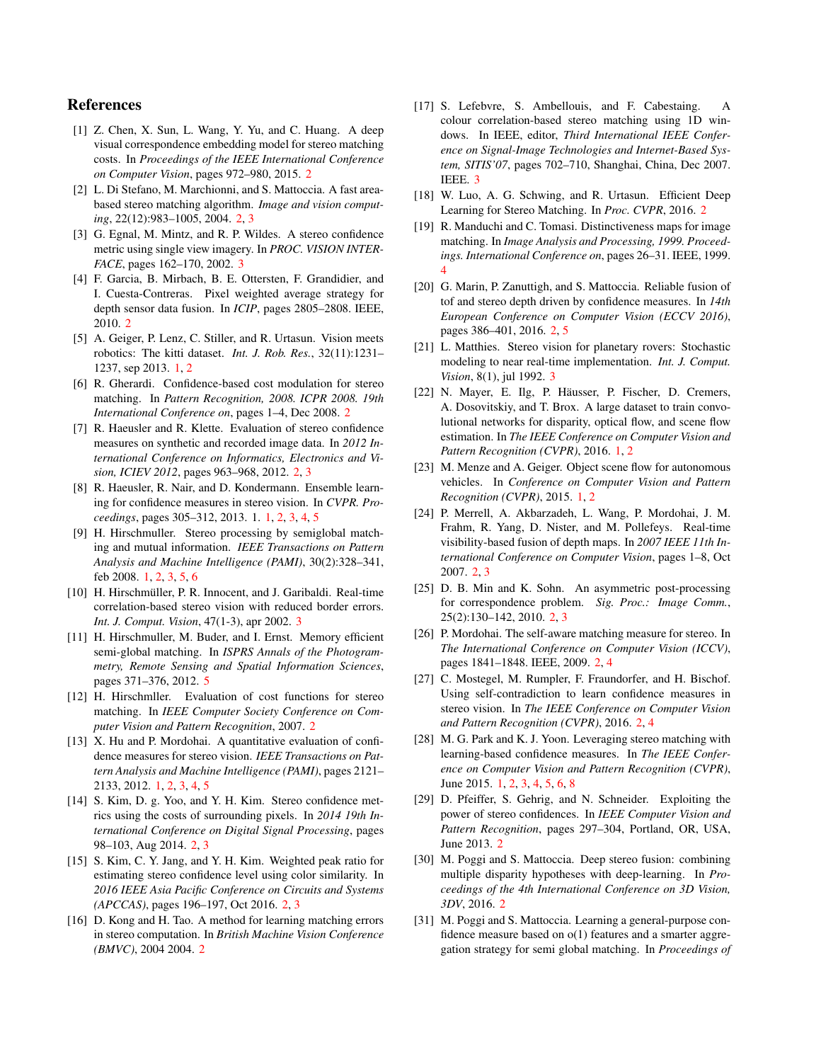## References

[1] Z. Chen, X. Sun, L. Wang, Y. Yu, and C. Huang. A deep visual correspondence embedding model for stereo matching costs. In *Proceedings of the IEEE International Conference on Computer Vision*, pages 972–980, 2015. 2

[2] L. Di Stefano, M. Marchionni, and S. Mattoccia. A fast area-based stereo matching algorithm. *Image and vision computing*, 22(12):983–1005, 2004. 2, 3

[3] G. Egnal, M. Mintz, and R. P. Wildes. A stereo confidence metric using single view imagery. In *PROC. VISION INTERFACE*, pages 162–170, 2002. 3

[4] F. Garcia, B. Mirbach, B. E. Ottersten, F. Grandidier, and I. Cuesta-Contreras. Pixel weighted average strategy for depth sensor data fusion. In *ICIP*, pages 2805–2808. IEEE, 2010. 2

[5] A. Geiger, P. Lenz, C. Stiller, and R. Urtasun. Vision meets robotics: The kitti dataset. *Int. J. Rob. Res.*, 32(11):1231–1237, sep 2013. 1, 2

[6] R. Gherardi. Confidence-based cost modulation for stereo matching. In *Pattern Recognition, 2008. ICPR 2008. 19th International Conference on*, pages 1–4, Dec 2008. 2

[7] R. Haeusler and R. Klette. Evaluation of stereo confidence measures on synthetic and recorded image data. In *2012 International Conference on Informatics, Electronics and Vision, ICIEV 2012*, pages 963–968, 2012. 2, 3

[8] R. Haeusler, R. Nair, and D. Kondermann. Ensemble learning for confidence measures in stereo vision. In *CVPR. Proceedings*, pages 305–312, 2013. 1. 1, 2, 3, 4, 5

[9] H. Hirschmuller. Stereo processing by semiglobal matching and mutual information. *IEEE Transactions on Pattern Analysis and Machine Intelligence (PAMI)*, 30(2):328–341, feb 2008. 1, 2, 3, 5, 6

[10] H. Hirschmüller, P. R. Innocent, and J. Garibaldi. Real-time correlation-based stereo vision with reduced border errors. *Int. J. Comput. Vision*, 47(1-3), apr 2002. 3

[11] H. Hirschmuller, M. Buder, and I. Ernst. Memory efficient semi-global matching. In *ISPRS Annals of the Photogrammetry, Remote Sensing and Spatial Information Sciences*, pages 371–376, 2012. 5

[12] H. Hirschmller. Evaluation of cost functions for stereo matching. In *IEEE Computer Society Conference on Computer Vision and Pattern Recognition*, 2007. 2

[13] X. Hu and P. Mordohai. A quantitative evaluation of confidence measures for stereo vision. *IEEE Transactions on Pattern Analysis and Machine Intelligence (PAMI)*, pages 2121–2133, 2012. 1, 2, 3, 4, 5

[14] S. Kim, D. g. Yoo, and Y. H. Kim. Stereo confidence metrics using the costs of surrounding pixels. In *2014 19th International Conference on Digital Signal Processing*, pages 98–103, Aug 2014. 2, 3

[15] S. Kim, C. Y. Jang, and Y. H. Kim. Weighted peak ratio for estimating stereo confidence level using color similarity. In *2016 IEEE Asia Pacific Conference on Circuits and Systems (APCCAS)*, pages 196–197, Oct 2016. 2, 3

[16] D. Kong and H. Tao. A method for learning matching errors in stereo computation. In *British Machine Vision Conference (BMVC)*, 2004 2004. 2

[17] S. Lefebvre, S. Ambellouis, and F. Cabestaing. A colour correlation-based stereo matching using 1D windows. In IEEE, editor, *Third International IEEE Conference on Signal-Image Technologies and Internet-Based System, SITIS'07*, pages 702–710, Shanghai, China, Dec 2007. IEEE. 3

[18] W. Luo, A. G. Schwing, and R. Urtasun. Efficient Deep Learning for Stereo Matching. In *Proc. CVPR*, 2016. 2

[19] R. Manduchi and C. Tomasi. Distinctiveness maps for image matching. In *Image Analysis and Processing, 1999. Proceedings. International Conference on*, pages 26–31. IEEE, 1999. 4

[20] G. Marin, P. Zanuttigh, and S. Mattoccia. Reliable fusion of tof and stereo depth driven by confidence measures. In *14th European Conference on Computer Vision (ECCV 2016)*, pages 386–401, 2016. 2, 5

[21] L. Matthies. Stereo vision for planetary rovers: Stochastic modeling to near real-time implementation. *Int. J. Comput. Vision*, 8(1), jul 1992. 3

[22] N. Mayer, E. Ilg, P. Häusser, P. Fischer, D. Cremers, A. Dosovitskiy, and T. Brox. A large dataset to train convolutional networks for disparity, optical flow, and scene flow estimation. In *The IEEE Conference on Computer Vision and Pattern Recognition (CVPR)*, 2016. 1, 2

[23] M. Menze and A. Geiger. Object scene flow for autonomous vehicles. In *Conference on Computer Vision and Pattern Recognition (CVPR)*, 2015. 1, 2

[24] P. Merrell, A. Akbarzadeh, L. Wang, P. Mordohai, J. M. Frahm, R. Yang, D. Nister, and M. Pollefeys. Real-time visibility-based fusion of depth maps. In *2007 IEEE 11th International Conference on Computer Vision*, pages 1–8, Oct 2007. 2, 3

[25] D. B. Min and K. Sohn. An asymmetric post-processing for correspondence problem. *Sig. Proc.: Image Comm.*, 25(2):130–142, 2010. 2, 3

[26] P. Mordohai. The self-aware matching measure for stereo. In *The International Conference on Computer Vision (ICCV)*, pages 1841–1848. IEEE, 2009. 2, 4

[27] C. Mostegel, M. Rumpler, F. Fraundorfer, and H. Bischof. Using self-contradiction to learn confidence measures in stereo vision. In *The IEEE Conference on Computer Vision and Pattern Recognition (CVPR)*, 2016. 2, 4

[28] M. G. Park and K. J. Yoon. Leveraging stereo matching with learning-based confidence measures. In *The IEEE Conference on Computer Vision and Pattern Recognition (CVPR)*, June 2015. 1, 2, 3, 4, 5, 6, 8

[29] D. Pfeiffer, S. Gehrig, and N. Schneider. Exploiting the power of stereo confidences. In *IEEE Computer Vision and Pattern Recognition*, pages 297–304, Portland, OR, USA, June 2013. 2

[30] M. Poggi and S. Mattoccia. Deep stereo fusion: combining multiple disparity hypotheses with deep-learning. In *Proceedings of the 4th International Conference on 3D Vision, 3DV*, 2016. 2

[31] M. Poggi and S. Mattoccia. Learning a general-purpose confidence measure based on o(1) features and a smarter aggregation strategy for semi global matching. In *Proceedings of*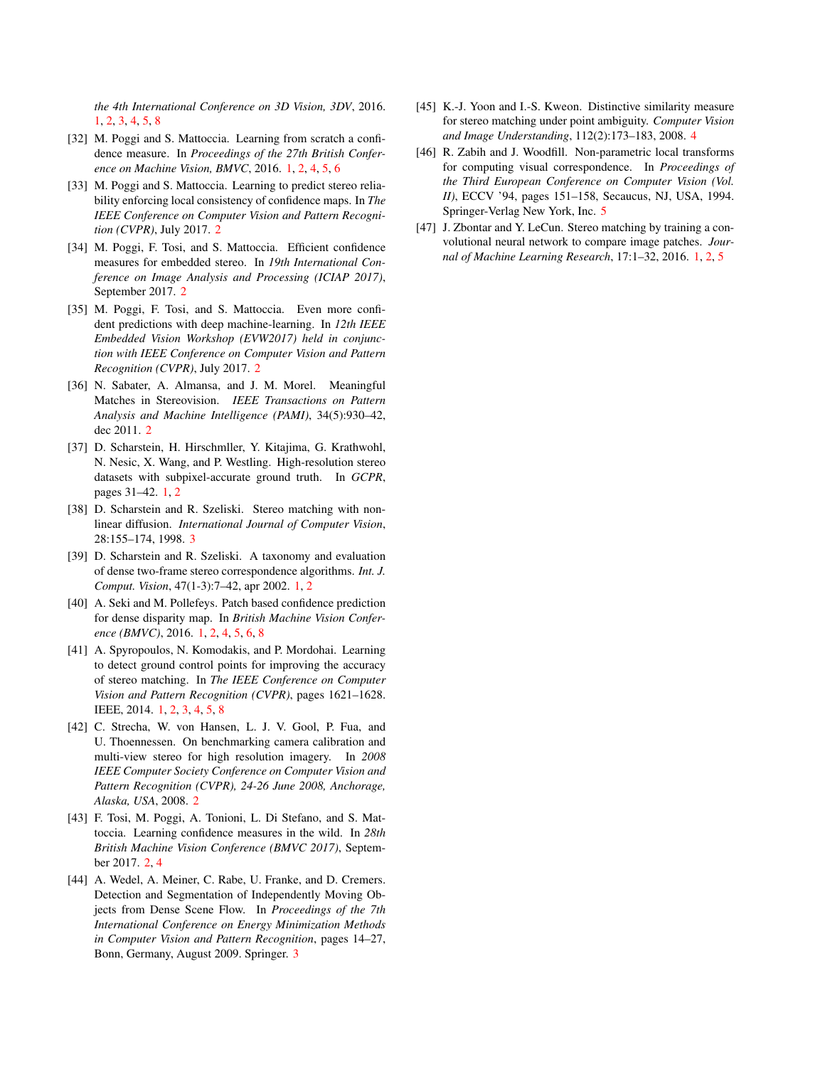the 4th International Conference on 3D Vision, 3DV, 2016. 1, 2, 3, 4, 5, 8

[32] M. Poggi and S. Mattoccia. Learning from scratch a confidence measure. In *Proceedings of the 27th British Conference on Machine Vision, BMVC*, 2016. 1, 2, 4, 5, 6

[33] M. Poggi and S. Mattoccia. Learning to predict stereo reliability enforcing local consistency of confidence maps. In *The IEEE Conference on Computer Vision and Pattern Recognition (CVPR)*, July 2017. 2

[34] M. Poggi, F. Tosi, and S. Mattoccia. Efficient confidence measures for embedded stereo. In *19th International Conference on Image Analysis and Processing (ICIAP 2017)*, September 2017. 2

[35] M. Poggi, F. Tosi, and S. Mattoccia. Even more confident predictions with deep machine-learning. In *12th IEEE Embedded Vision Workshop (EVW2017) held in conjunction with IEEE Conference on Computer Vision and Pattern Recognition (CVPR)*, July 2017. 2

[36] N. Sabater, A. Almansa, and J. M. Morel. Meaningful Matches in Stereovision. *IEEE Transactions on Pattern Analysis and Machine Intelligence (PAMI)*, 34(5):930–42, dec 2011. 2

[37] D. Scharstein, H. Hirschmller, Y. Kitajima, G. Krathwohl, N. Nesic, X. Wang, and P. Westling. High-resolution stereo datasets with subpixel-accurate ground truth. In *GCPR*, pages 31–42. 1, 2

[38] D. Scharstein and R. Szeliski. Stereo matching with nonlinear diffusion. *International Journal of Computer Vision*, 28:155–174, 1998. 3

[39] D. Scharstein and R. Szeliski. A taxonomy and evaluation of dense two-frame stereo correspondence algorithms. *Int. J. Comput. Vision*, 47(1-3):7–42, apr 2002. 1, 2

[40] A. Seki and M. Pollefeys. Patch based confidence prediction for dense disparity map. In *British Machine Vision Conference (BMVC)*, 2016. 1, 2, 4, 5, 6, 8

[41] A. Spyropoulos, N. Komodakis, and P. Mordohai. Learning to detect ground control points for improving the accuracy of stereo matching. In *The IEEE Conference on Computer Vision and Pattern Recognition (CVPR)*, pages 1621–1628. IEEE, 2014. 1, 2, 3, 4, 5, 8

[42] C. Strecha, W. von Hansen, L. J. V. Gool, P. Fua, and U. Thoennessen. On benchmarking camera calibration and multi-view stereo for high resolution imagery. In *2008 IEEE Computer Society Conference on Computer Vision and Pattern Recognition (CVPR), 24-26 June 2008, Anchorage, Alaska, USA*, 2008. 2

[43] F. Tosi, M. Poggi, A. Tonioni, L. Di Stefano, and S. Mattoccia. Learning confidence measures in the wild. In *28th British Machine Vision Conference (BMVC 2017)*, September 2017. 2, 4

[44] A. Wedel, A. Meiner, C. Rabe, U. Franke, and D. Cremers. Detection and Segmentation of Independently Moving Objects from Dense Scene Flow. In *Proceedings of the 7th International Conference on Energy Minimization Methods in Computer Vision and Pattern Recognition*, pages 14–27, Bonn, Germany, August 2009. Springer. 3

[45] K.-J. Yoon and I.-S. Kweon. Distinctive similarity measure for stereo matching under point ambiguity. *Computer Vision and Image Understanding*, 112(2):173–183, 2008. 4

[46] R. Zabih and J. Woodfill. Non-parametric local transforms for computing visual correspondence. In *Proceedings of the Third European Conference on Computer Vision (Vol. II)*, ECCV '94, pages 151–158, Secaucus, NJ, USA, 1994. Springer-Verlag New York, Inc. 5

[47] J. Zbontar and Y. LeCun. Stereo matching by training a convolutional neural network to compare image patches. *Journal of Machine Learning Research*, 17:1–32, 2016. 1, 2, 5